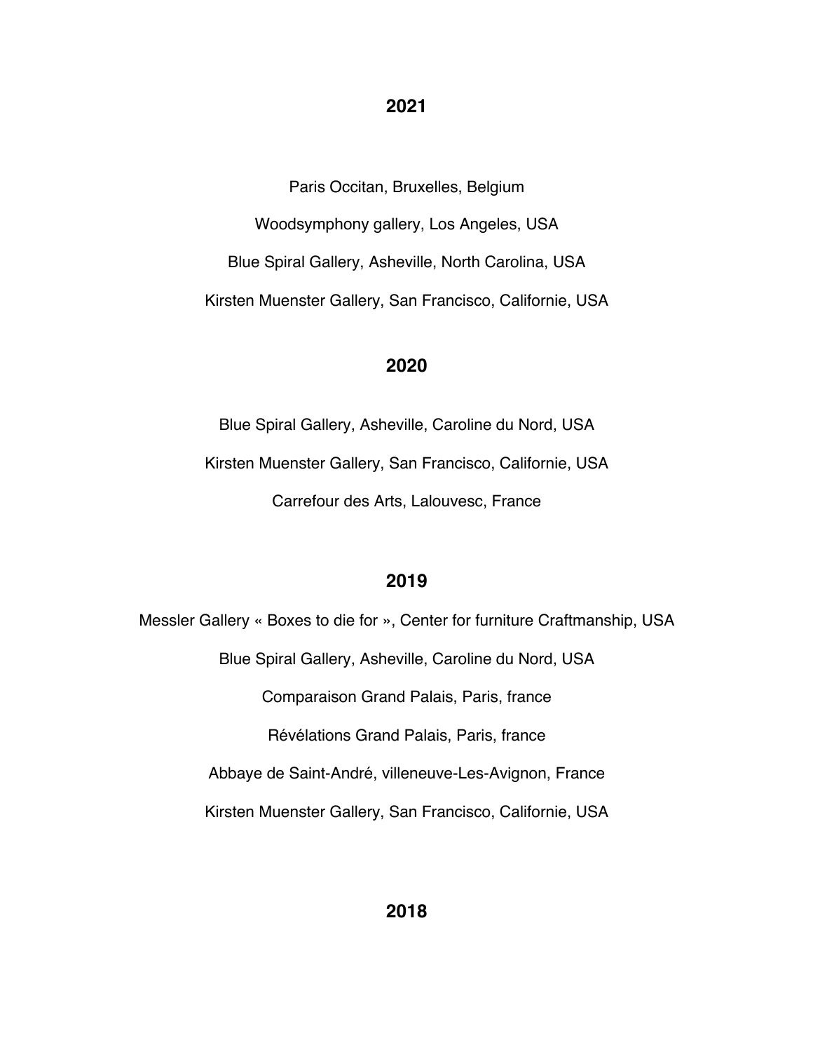## 2021

Paris Occitan, Bruxelles, Belgium

Woodsymphony gallery, Los Angeles, USA

Blue Spiral Gallery, Asheville, North Carolina, USA

Kirsten Muenster Gallery, San Francisco, Californie, USA

## 2020

Blue Spiral Gallery, Asheville, Caroline du Nord, USA

Kirsten Muenster Gallery, San Francisco, Californie, USA

Carrefour des Arts, Lalouvesc, France

## 2019

Messler Gallery « Boxes to die for », Center for furniture Craftmanship, USA

Blue Spiral Gallery, Asheville, Caroline du Nord, USA

Comparaison Grand Palais, Paris, france

Révélations Grand Palais, Paris, france

Abbaye de Saint-André, villeneuve-Les-Avignon, France

Kirsten Muenster Gallery, San Francisco, Californie, USA

## 2018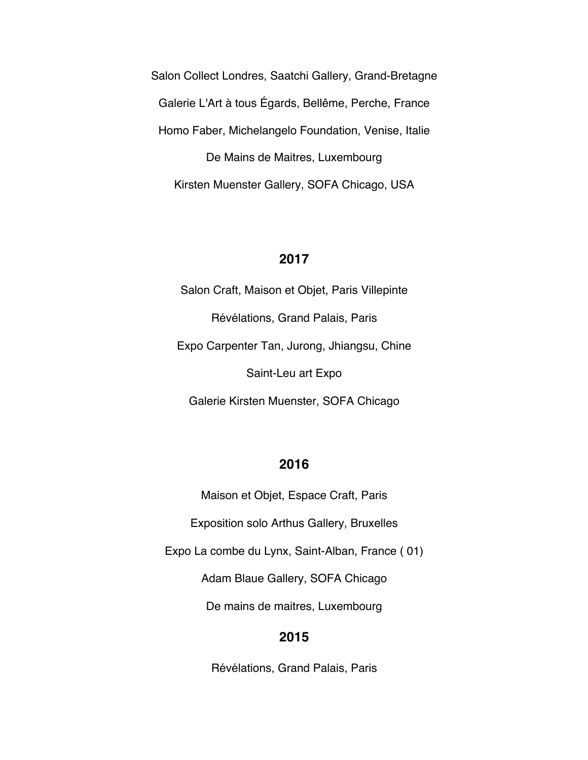Salon Collect Londres, Saatchi Gallery, Grand-Bretagne

Galerie L'Art à tous Égards, Bellême, Perche, France

Homo Faber, Michelangelo Foundation, Venise, Italie

De Mains de Maitres, Luxembourg

Kirsten Muenster Gallery, SOFA Chicago, USA

## 2017

Salon Craft, Maison et Objet, Paris Villepinte

Révélations, Grand Palais, Paris

Expo Carpenter Tan, Jurong, Jhiangsu, Chine

Saint-Leu art Expo

Galerie Kirsten Muenster, SOFA Chicago

## 2016

Maison et Objet, Espace Craft, Paris

Exposition solo Arthus Gallery, Bruxelles

Expo La combe du Lynx, Saint-Alban, France ( 01)

Adam Blaue Gallery, SOFA Chicago

De mains de maitres, Luxembourg

## 2015

Révélations, Grand Palais, Paris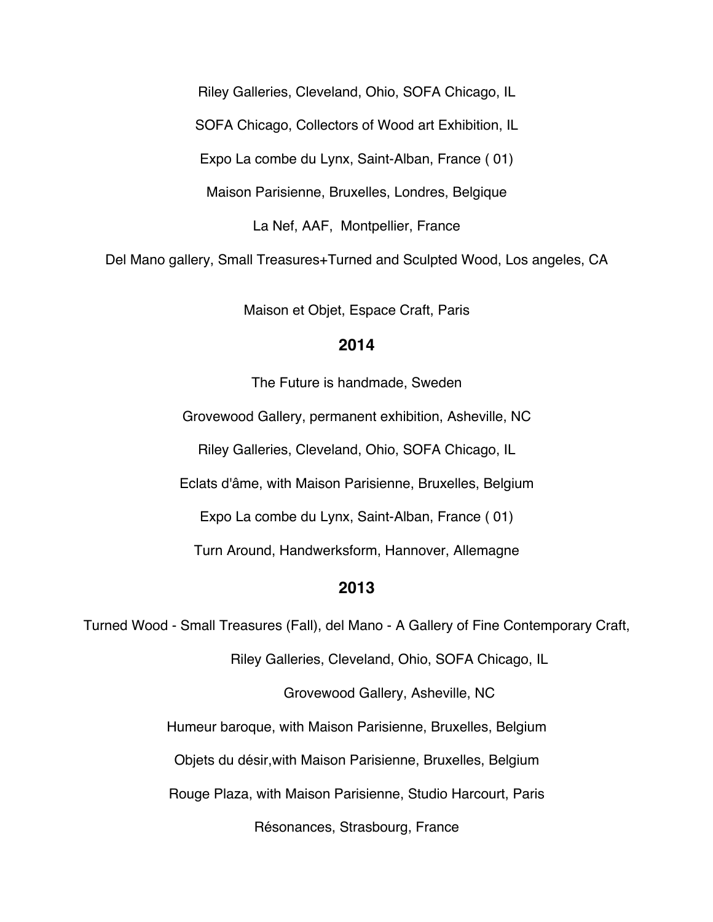Riley Galleries, Cleveland, Ohio, SOFA Chicago, IL

SOFA Chicago, Collectors of Wood art Exhibition, IL

Expo La combe du Lynx, Saint-Alban, France ( 01)

Maison Parisienne, Bruxelles, Londres, Belgique

La Nef, AAF, Montpellier, France

Del Mano gallery, Small Treasures+Turned and Sculpted Wood, Los angeles, CA

Maison et Objet, Espace Craft, Paris

## 2014

The Future is handmade, Sweden

Grovewood Gallery, permanent exhibition, Asheville, NC

Riley Galleries, Cleveland, Ohio, SOFA Chicago, IL

Eclats d'âme, with Maison Parisienne, Bruxelles, Belgium

Expo La combe du Lynx, Saint-Alban, France ( 01)

Turn Around, Handwerksform, Hannover, Allemagne

## 2013

Turned Wood - Small Treasures (Fall), del Mano - A Gallery of Fine Contemporary Craft,

Riley Galleries, Cleveland, Ohio, SOFA Chicago, IL

Grovewood Gallery, Asheville, NC

Humeur baroque, with Maison Parisienne, Bruxelles, Belgium

Objets du désir,with Maison Parisienne, Bruxelles, Belgium

Rouge Plaza, with Maison Parisienne, Studio Harcourt, Paris

Résonances, Strasbourg, France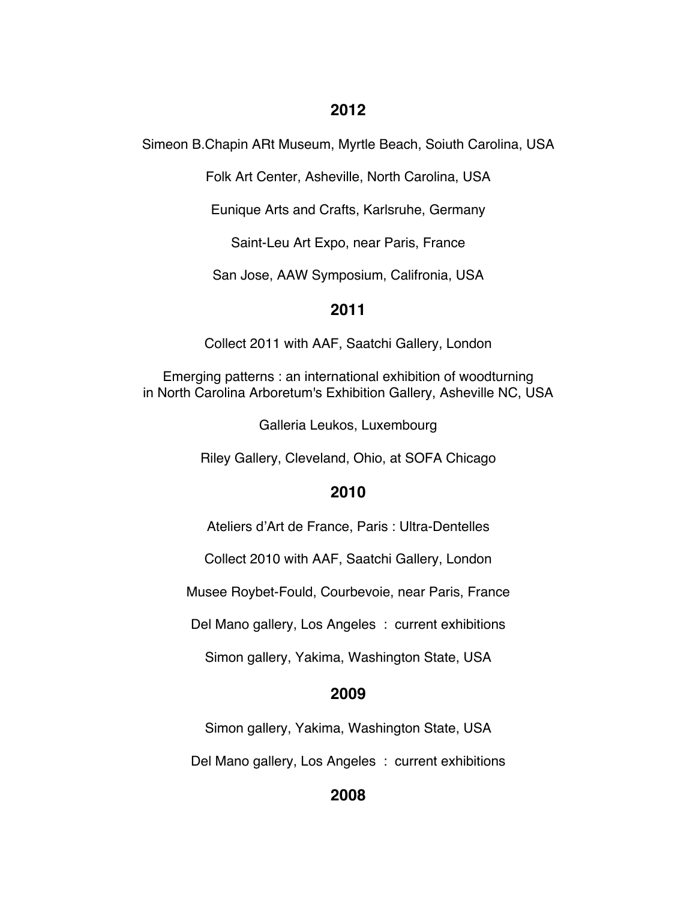## 2012

Simeon B.Chapin ARt Museum, Myrtle Beach, Soiuth Carolina, USA

Folk Art Center, Asheville, North Carolina, USA

Eunique Arts and Crafts, Karlsruhe, Germany

Saint-Leu Art Expo, near Paris, France

San Jose, AAW Symposium, Califronia, USA

## 2011

Collect 2011 with AAF, Saatchi Gallery, London

Emerging patterns : an international exhibition of woodturning
in North Carolina Arboretum's Exhibition Gallery, Asheville NC, USA

Galleria Leukos, Luxembourg

Riley Gallery, Cleveland, Ohio, at SOFA Chicago

## 2010

Ateliers d'Art de France, Paris : Ultra-Dentelles

Collect 2010 with AAF, Saatchi Gallery, London

Musee Roybet-Fould, Courbevoie, near Paris, France

Del Mano gallery, Los Angeles : current exhibitions

Simon gallery, Yakima, Washington State, USA

## 2009

Simon gallery, Yakima, Washington State, USA

Del Mano gallery, Los Angeles : current exhibitions

## 2008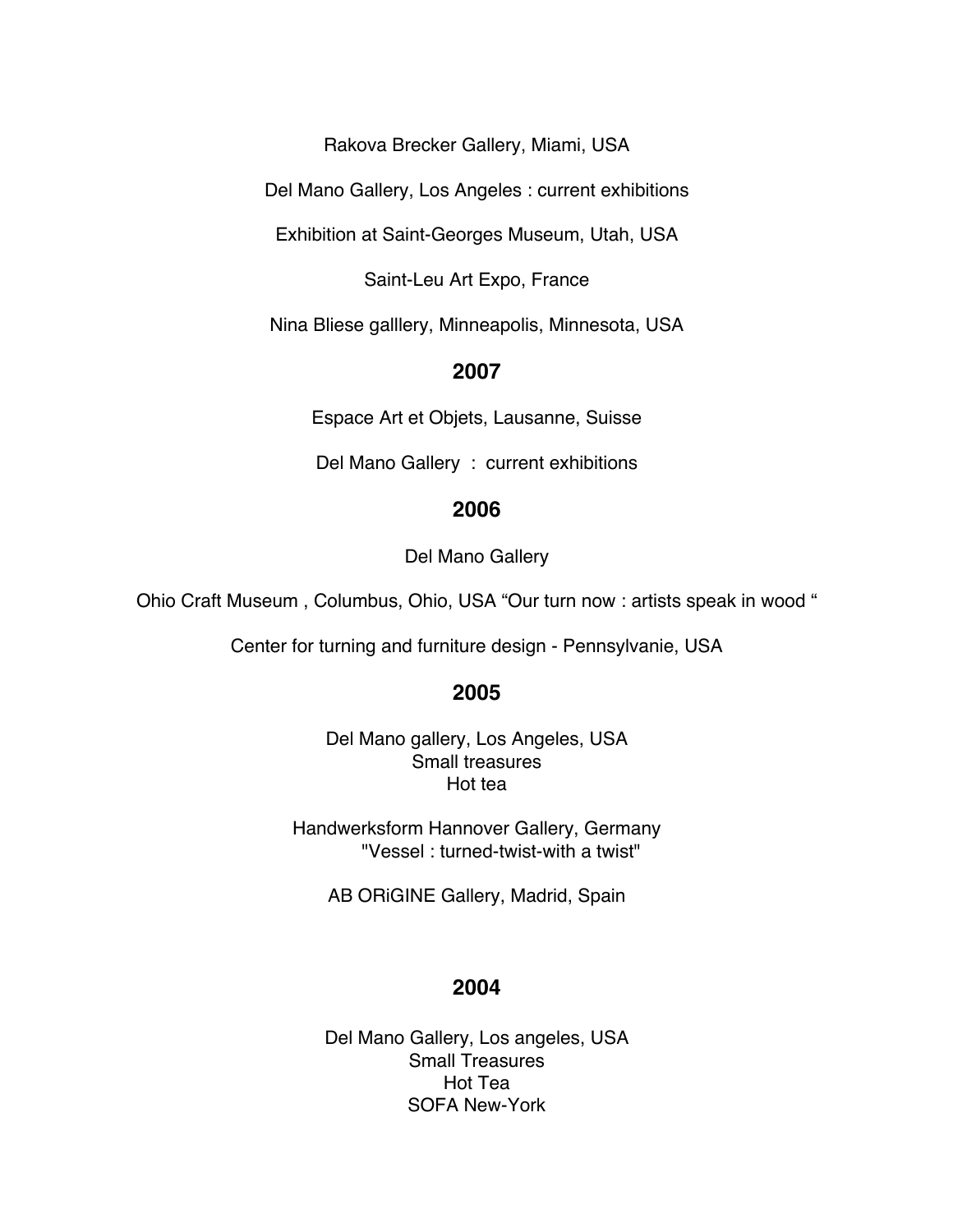Rakova Brecker Gallery, Miami, USA

Del Mano Gallery, Los Angeles : current exhibitions

Exhibition at Saint-Georges Museum, Utah, USA

Saint-Leu Art Expo, France

Nina Bliese galllery, Minneapolis, Minnesota, USA

## 2007

Espace Art et Objets, Lausanne, Suisse

Del Mano Gallery : current exhibitions

## 2006

Del Mano Gallery

Ohio Craft Museum , Columbus, Ohio, USA “Our turn now : artists speak in wood “

Center for turning and furniture design - Pennsylvanie, USA

## 2005

Del Mano gallery, Los Angeles, USA
Small treasures
Hot tea

Handwerksform Hannover Gallery, Germany
"Vessel : turned-twist-with a twist"

AB ORiGINE Gallery, Madrid, Spain

## 2004

Del Mano Gallery, Los angeles, USA
Small Treasures
Hot Tea
SOFA New-York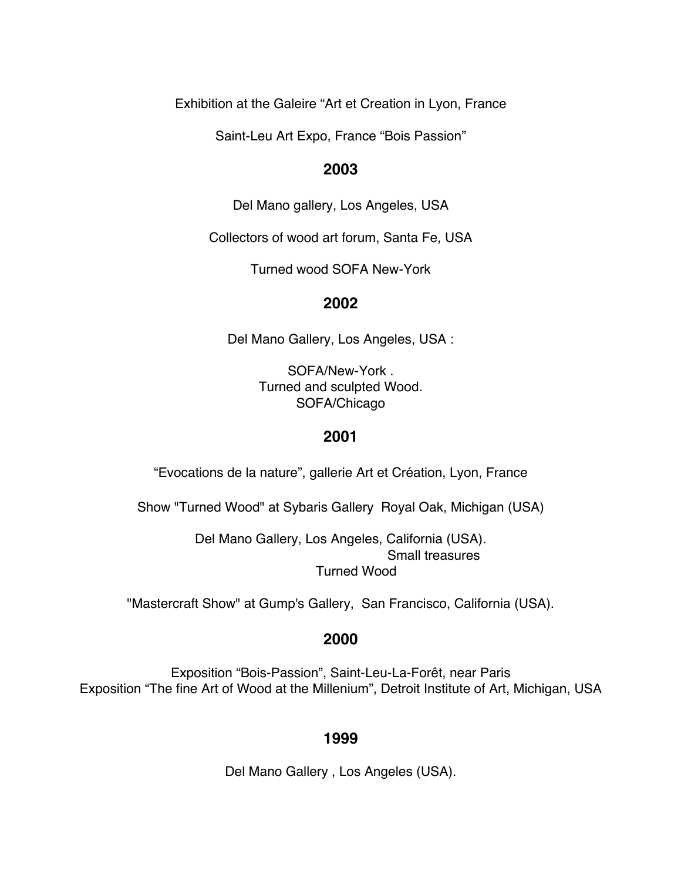Exhibition at the Galeire “Art et Creation in Lyon, France

Saint-Leu Art Expo, France “Bois Passion”

## 2003

Del Mano gallery, Los Angeles, USA

Collectors of wood art forum, Santa Fe, USA

Turned wood SOFA New-York

## 2002

Del Mano Gallery, Los Angeles, USA :

SOFA/New-York .
Turned and sculpted Wood.
SOFA/Chicago

## 2001

“Evocations de la nature”, gallerie Art et Création, Lyon, France

Show "Turned Wood" at Sybaris Gallery Royal Oak, Michigan (USA)

Del Mano Gallery, Los Angeles, California (USA).
Small treasures
Turned Wood

"Mastercraft Show" at Gump's Gallery, San Francisco, California (USA).

## 2000

Exposition “Bois-Passion”, Saint-Leu-La-Forêt, near Paris
Exposition “The fine Art of Wood at the Millenium”, Detroit Institute of Art, Michigan, USA

## 1999

Del Mano Gallery , Los Angeles (USA).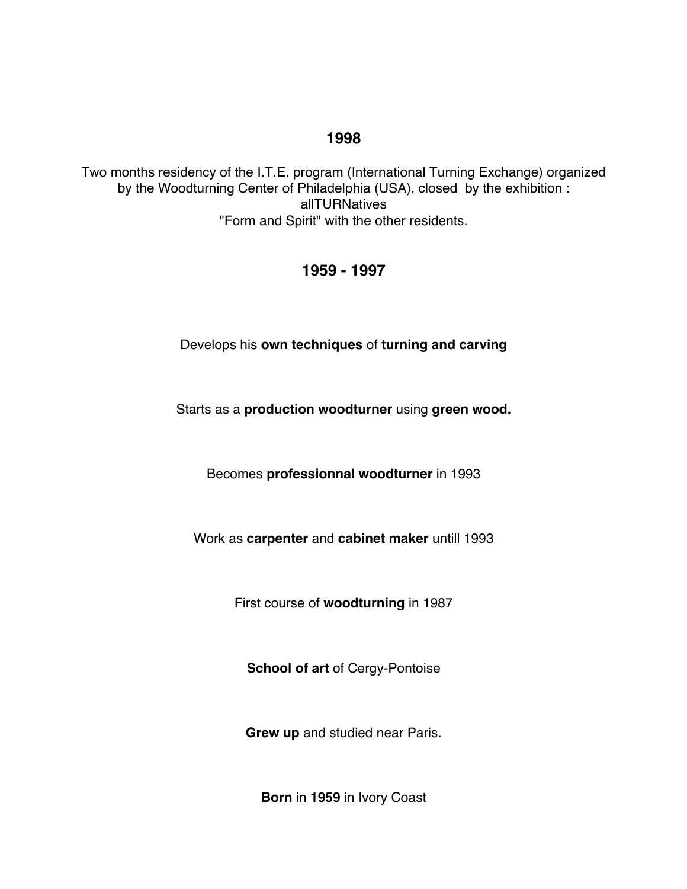## 1998

Two months residency of the I.T.E. program (International Turning Exchange) organized by the Woodturning Center of Philadelphia (USA), closed by the exhibition : allTURNatives "Form and Spirit" with the other residents.

## 1959 - 1997

Develops his **own techniques** of **turning and carving**

Starts as a **production woodturner** using **green wood.**

Becomes **professionnal woodturner** in 1993

Work as **carpenter** and **cabinet maker** untill 1993

First course of **woodturning** in 1987

**School of art** of Cergy-Pontoise

**Grew up** and studied near Paris.

**Born** in **1959** in Ivory Coast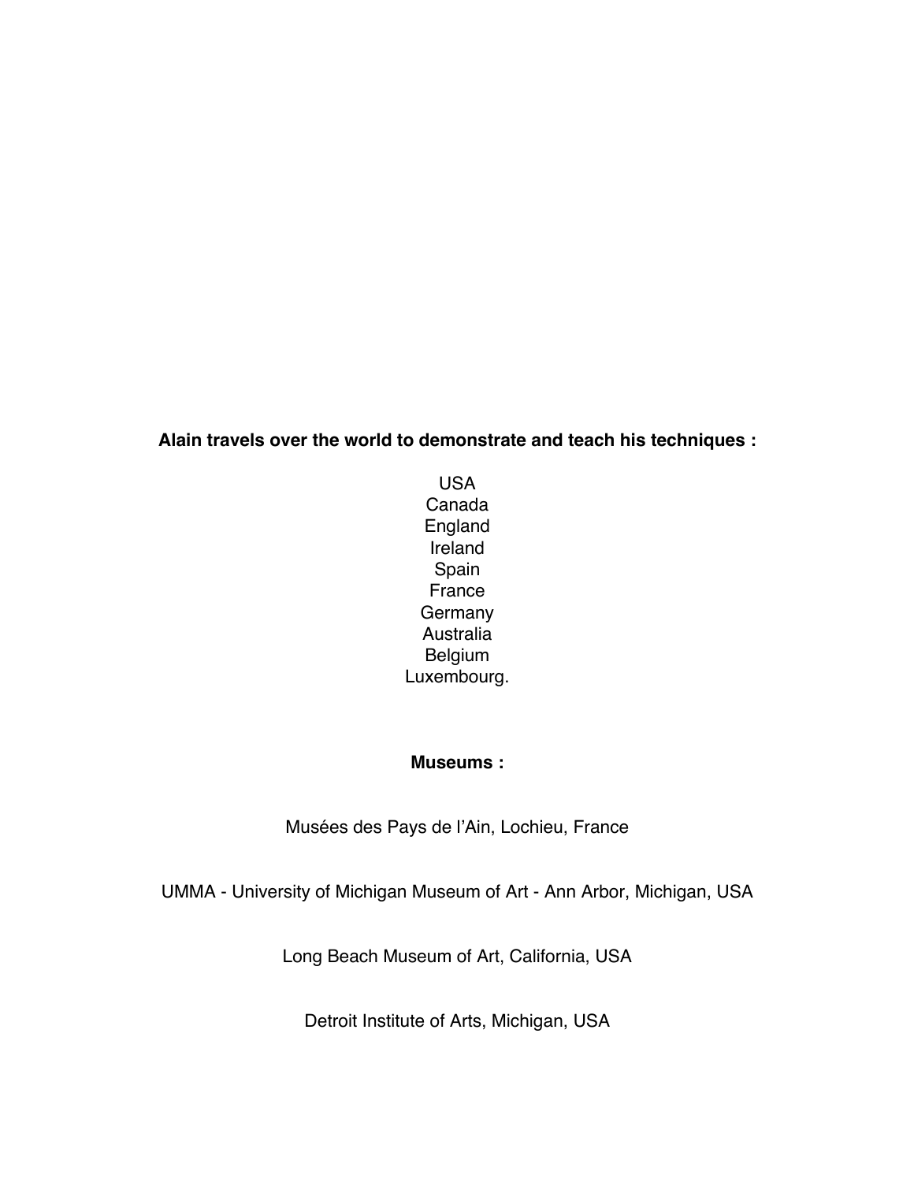**Alain travels over the world to demonstrate and teach his techniques :**

USA
Canada
England
Ireland
Spain
France
Germany
Australia
Belgium
Luxembourg.

**Museums :**

Musées des Pays de l'Ain, Lochieu, France

UMMA - University of Michigan Museum of Art - Ann Arbor, Michigan, USA

Long Beach Museum of Art, California, USA

Detroit Institute of Arts, Michigan, USA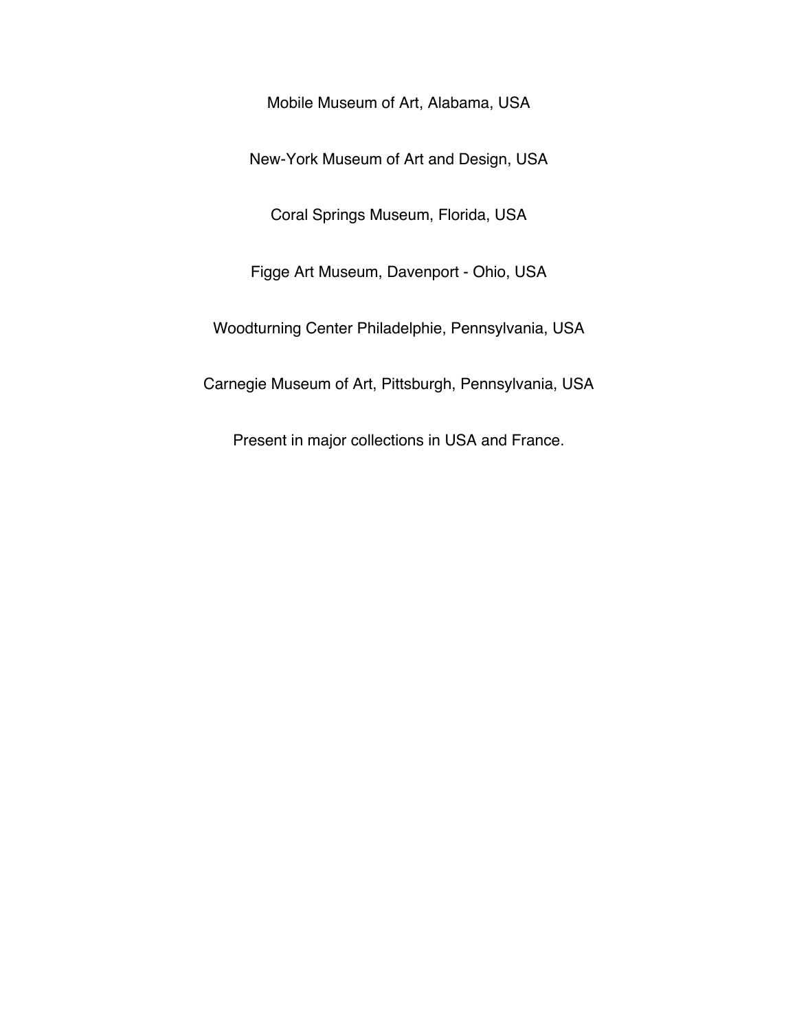Mobile Museum of Art, Alabama, USA

New-York Museum of Art and Design, USA

Coral Springs Museum, Florida, USA

Figge Art Museum, Davenport - Ohio, USA

Woodturning Center Philadelphie, Pennsylvania, USA

Carnegie Museum of Art, Pittsburgh, Pennsylvania, USA

Present in major collections in USA and France.